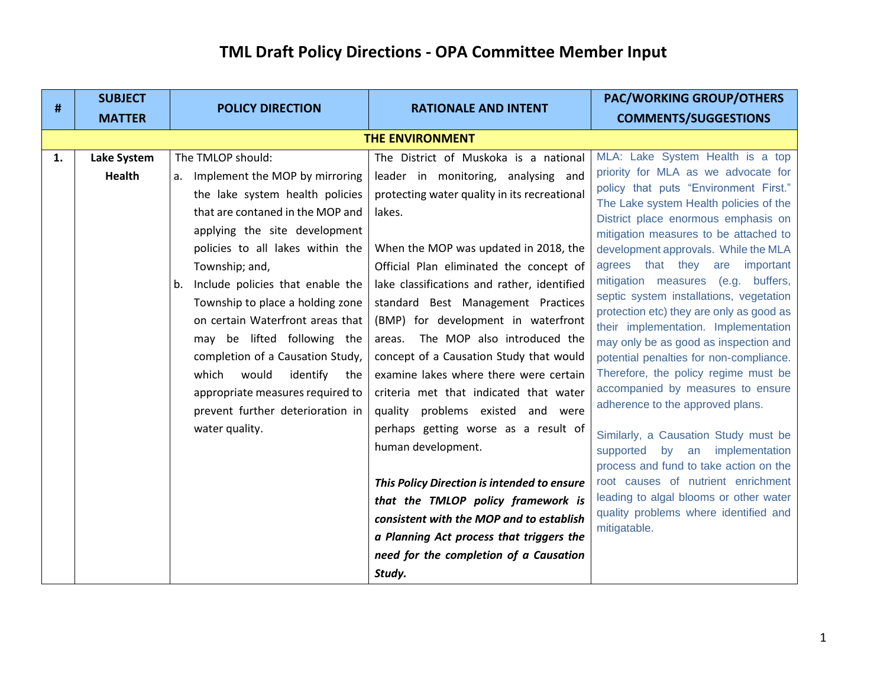# TML Draft Policy Directions - OPA Committee Member Input

| # | SUBJECT MATTER | POLICY DIRECTION | RATIONALE AND INTENT | PAC/WORKING GROUP/OTHERS COMMENTS/SUGGESTIONS |
|---|---|---|---|---|
| | | **THE ENVIRONMENT** | | |
| **1.** | **Lake System Health** | The TMLOP should:<br>a. Implement the MOP by mirroring the lake system health policies that are contaned in the MOP and applying the site development policies to all lakes within the Township; and,<br>b. Include policies that enable the Township to place a holding zone on certain Waterfront areas that may be lifted following the completion of a Causation Study, which would identify the appropriate measures required to prevent further deterioration in water quality. | The District of Muskoka is a national leader in monitoring, analysing and protecting water quality in its recreational lakes.<br><br>When the MOP was updated in 2018, the Official Plan eliminated the concept of lake classifications and rather, identified standard Best Management Practices (BMP) for development in waterfront areas. The MOP also introduced the concept of a Causation Study that would examine lakes where there were certain criteria met that indicated that water quality problems existed and were perhaps getting worse as a result of human development.<br><br>***This Policy Direction is intended to ensure that the TMLOP policy framework is consistent with the MOP and to establish a Planning Act process that triggers the need for the completion of a Causation Study.*** | MLA: Lake System Health is a top priority for MLA as we advocate for policy that puts "Environment First." The Lake system Health policies of the District place enormous emphasis on mitigation measures to be attached to development approvals. While the MLA agrees that they are important mitigation measures (e.g. buffers, septic system installations, vegetation protection etc) they are only as good as their implementation. Implementation may only be as good as inspection and potential penalties for non-compliance. Therefore, the policy regime must be accompanied by measures to ensure adherence to the approved plans.<br><br>Similarly, a Causation Study must be supported by an implementation process and fund to take action on the root causes of nutrient enrichment leading to algal blooms or other water quality problems where identified and mitigatable. |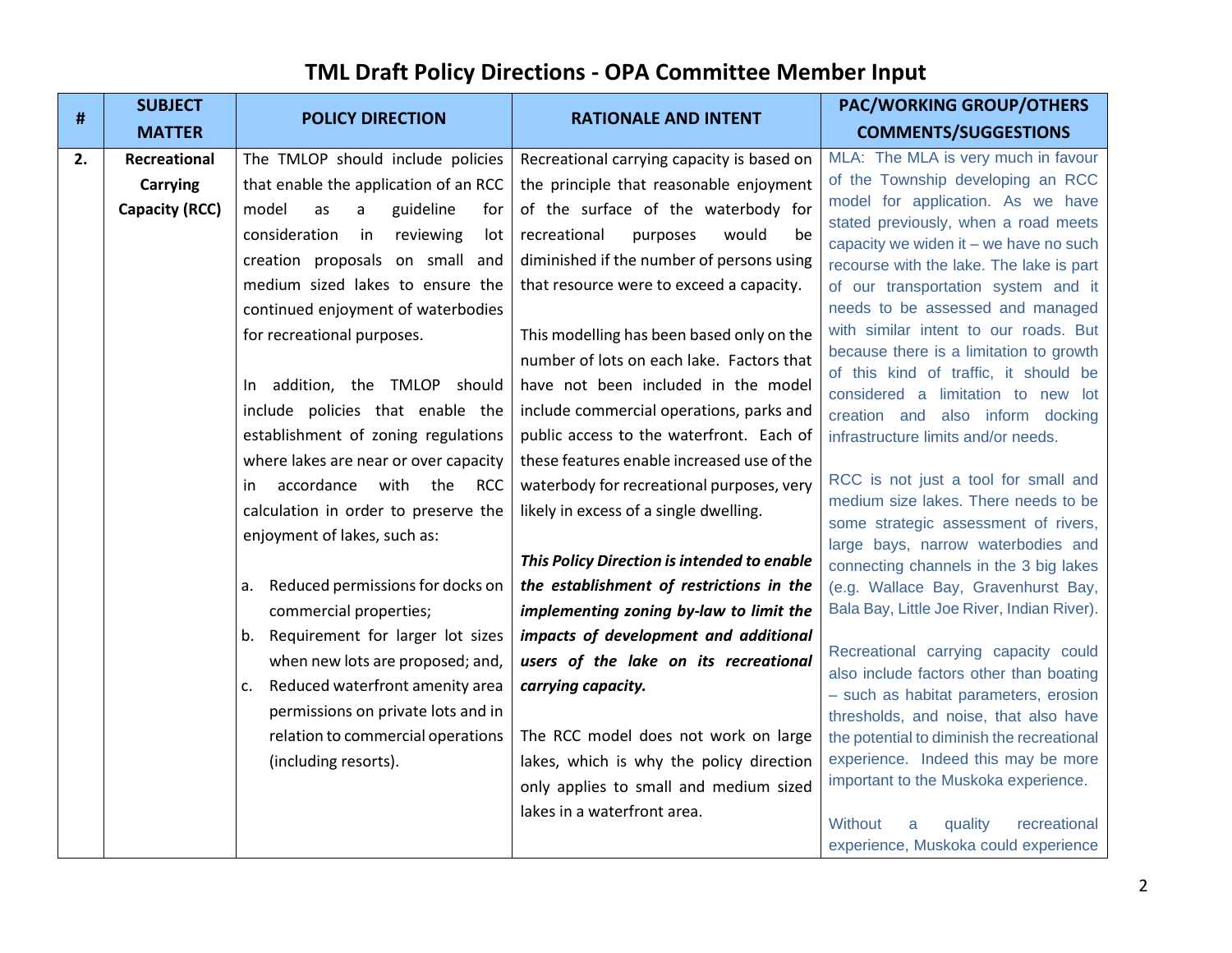# TML Draft Policy Directions - OPA Committee Member Input

| # | SUBJECT MATTER | POLICY DIRECTION | RATIONALE AND INTENT | PAC/WORKING GROUP/OTHERS COMMENTS/SUGGESTIONS |
|---|---|---|---|---|
| **2.** | **Recreational Carrying Capacity (RCC)** | The TMLOP should include policies that enable the application of an RCC model as a guideline for consideration in reviewing lot creation proposals on small and medium sized lakes to ensure the continued enjoyment of waterbodies for recreational purposes.<br><br>In addition, the TMLOP should include policies that enable the establishment of zoning regulations where lakes are near or over capacity in accordance with the RCC calculation in order to preserve the enjoyment of lakes, such as:<br><br>a. Reduced permissions for docks on commercial properties;<br>b. Requirement for larger lot sizes when new lots are proposed; and,<br>c. Reduced waterfront amenity area permissions on private lots and in relation to commercial operations (including resorts). | Recreational carrying capacity is based on the principle that reasonable enjoyment of the surface of the waterbody for recreational purposes would be diminished if the number of persons using that resource were to exceed a capacity.<br><br>This modelling has been based only on the number of lots on each lake. Factors that have not been included in the model include commercial operations, parks and public access to the waterfront. Each of these features enable increased use of the waterbody for recreational purposes, very likely in excess of a single dwelling.<br><br>***This Policy Direction is intended to enable the establishment of restrictions in the implementing zoning by-law to limit the impacts of development and additional users of the lake on its recreational carrying capacity.***<br><br>The RCC model does not work on large lakes, which is why the policy direction only applies to small and medium sized lakes in a waterfront area. | MLA: The MLA is very much in favour of the Township developing an RCC model for application. As we have stated previously, when a road meets capacity we widen it – we have no such recourse with the lake. The lake is part of our transportation system and it needs to be assessed and managed with similar intent to our roads. But because there is a limitation to growth of this kind of traffic, it should be considered a limitation to new lot creation and also inform docking infrastructure limits and/or needs.<br><br>RCC is not just a tool for small and medium size lakes. There needs to be some strategic assessment of rivers, large bays, narrow waterbodies and connecting channels in the 3 big lakes (e.g. Wallace Bay, Gravenhurst Bay, Bala Bay, Little Joe River, Indian River).<br><br>Recreational carrying capacity could also include factors other than boating – such as habitat parameters, erosion thresholds, and noise, that also have the potential to diminish the recreational experience. Indeed this may be more important to the Muskoka experience.<br><br>Without a quality recreational experience, Muskoka could experience |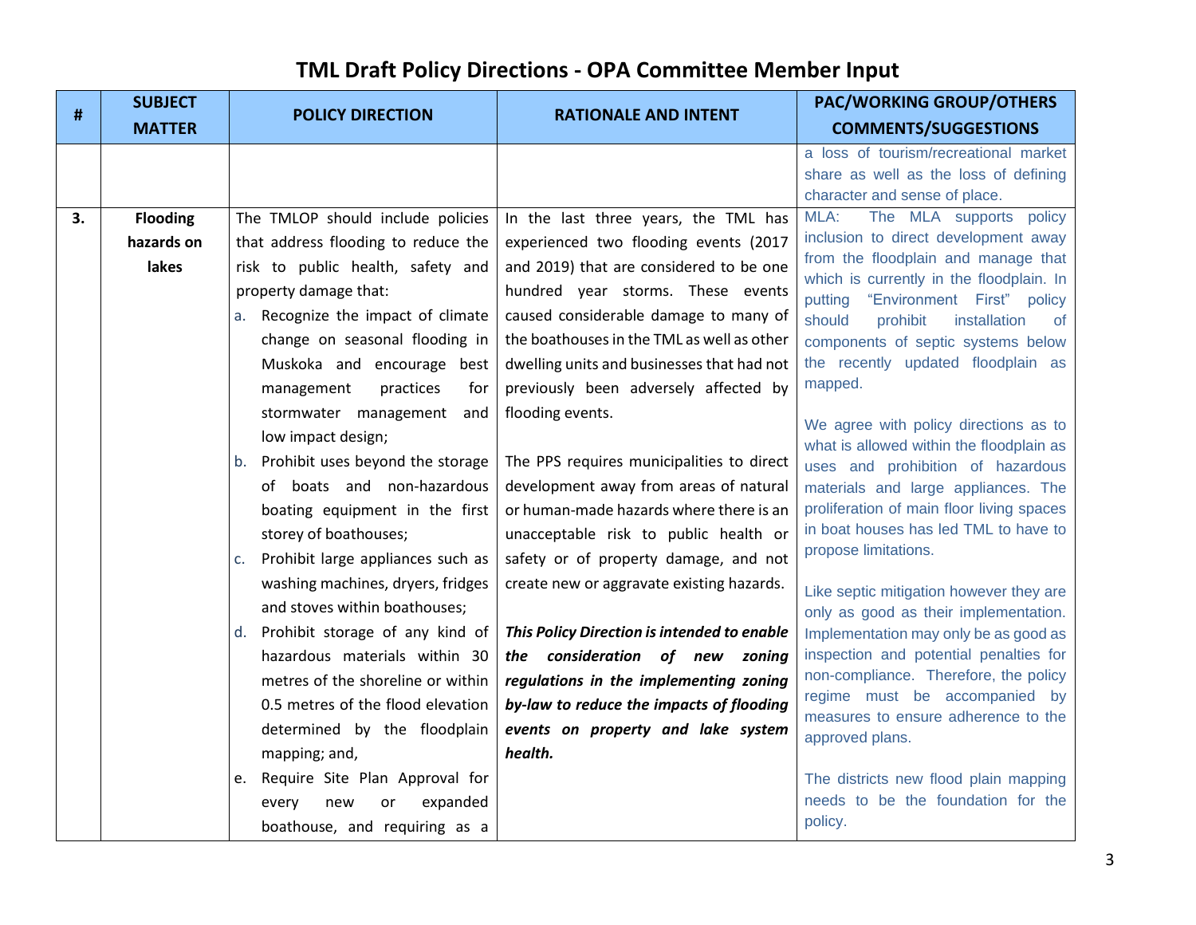# TML Draft Policy Directions - OPA Committee Member Input

| # | SUBJECT MATTER | POLICY DIRECTION | RATIONALE AND INTENT | PAC/WORKING GROUP/OTHERS COMMENTS/SUGGESTIONS |
|---|---|---|---|---|
| | | | | a loss of tourism/recreational market share as well as the loss of defining character and sense of place. |
| **3.** | **Flooding hazards on lakes** | The TMLOP should include policies that address flooding to reduce the risk to public health, safety and property damage that:<br>a. Recognize the impact of climate change on seasonal flooding in Muskoka and encourage best management practices for stormwater management and low impact design;<br>b. Prohibit uses beyond the storage of boats and non-hazardous boating equipment in the first storey of boathouses;<br>c. Prohibit large appliances such as washing machines, dryers, fridges and stoves within boathouses;<br>d. Prohibit storage of any kind of hazardous materials within 30 metres of the shoreline or within 0.5 metres of the flood elevation determined by the floodplain mapping; and,<br>e. Require Site Plan Approval for every new or expanded boathouse, and requiring as a | In the last three years, the TML has experienced two flooding events (2017 and 2019) that are considered to be one hundred year storms. These events caused considerable damage to many of the boathouses in the TML as well as other dwelling units and businesses that had not previously been adversely affected by flooding events.<br><br>The PPS requires municipalities to direct development away from areas of natural or human-made hazards where there is an unacceptable risk to public health or safety or of property damage, and not create new or aggravate existing hazards.<br><br>***This Policy Direction is intended to enable the consideration of new zoning regulations in the implementing zoning by-law to reduce the impacts of flooding events on property and lake system health.*** | MLA: The MLA supports policy inclusion to direct development away from the floodplain and manage that which is currently in the floodplain. In putting "Environment First" policy should prohibit installation of components of septic systems below the recently updated floodplain as mapped.<br><br>We agree with policy directions as to what is allowed within the floodplain as uses and prohibition of hazardous materials and large appliances. The proliferation of main floor living spaces in boat houses has led TML to have to propose limitations.<br><br>Like septic mitigation however they are only as good as their implementation. Implementation may only be as good as inspection and potential penalties for non-compliance. Therefore, the policy regime must be accompanied by measures to ensure adherence to the approved plans.<br><br>The districts new flood plain mapping needs to be the foundation for the policy. |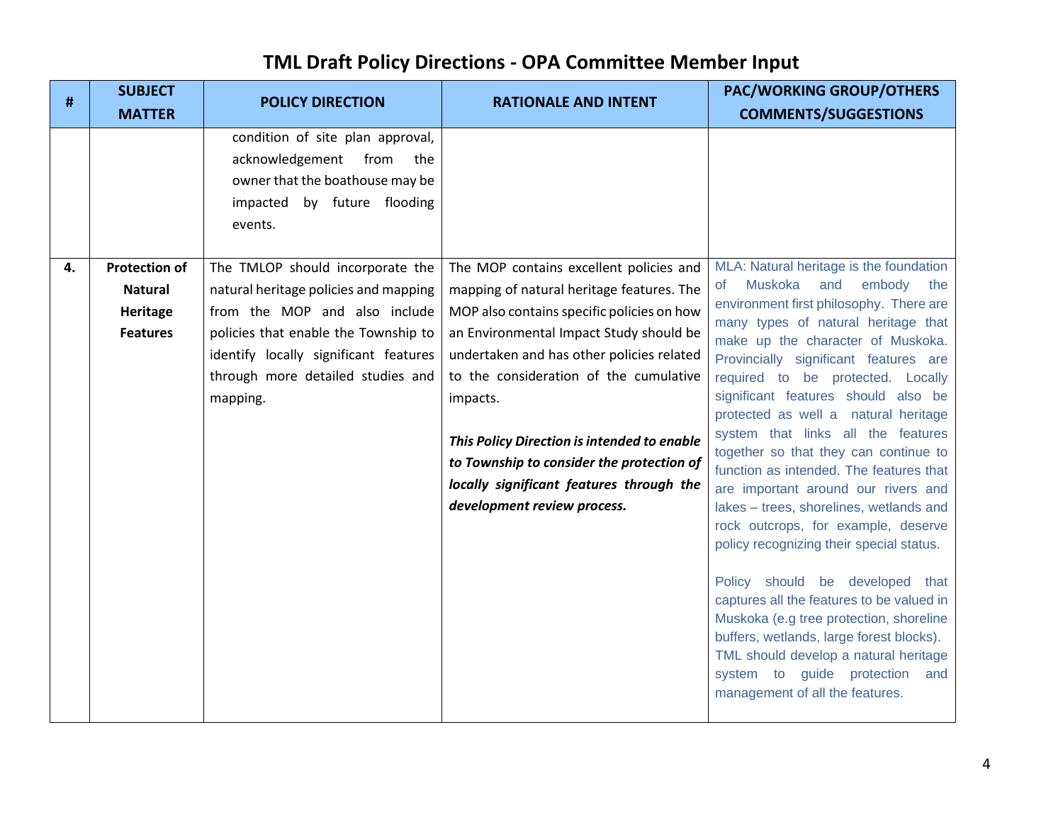# TML Draft Policy Directions - OPA Committee Member Input

| # | SUBJECT MATTER | POLICY DIRECTION | RATIONALE AND INTENT | PAC/WORKING GROUP/OTHERS COMMENTS/SUGGESTIONS |
|---|---|---|---|---|
| | | condition of site plan approval, acknowledgement from the owner that the boathouse may be impacted by future flooding events. | | |
| 4. | **Protection of Natural Heritage Features** | The TMLOP should incorporate the natural heritage policies and mapping from the MOP and also include policies that enable the Township to identify locally significant features through more detailed studies and mapping. | The MOP contains excellent policies and mapping of natural heritage features. The MOP also contains specific policies on how an Environmental Impact Study should be undertaken and has other policies related to the consideration of the cumulative impacts.<br><br>***This Policy Direction is intended to enable to Township to consider the protection of locally significant features through the development review process.*** | MLA: Natural heritage is the foundation of Muskoka and embody the environment first philosophy. There are many types of natural heritage that make up the character of Muskoka. Provincially significant features are required to be protected. Locally significant features should also be protected as well a natural heritage system that links all the features together so that they can continue to function as intended. The features that are important around our rivers and lakes – trees, shorelines, wetlands and rock outcrops, for example, deserve policy recognizing their special status.<br><br>Policy should be developed that captures all the features to be valued in Muskoka (e.g tree protection, shoreline buffers, wetlands, large forest blocks). TML should develop a natural heritage system to guide protection and management of all the features. |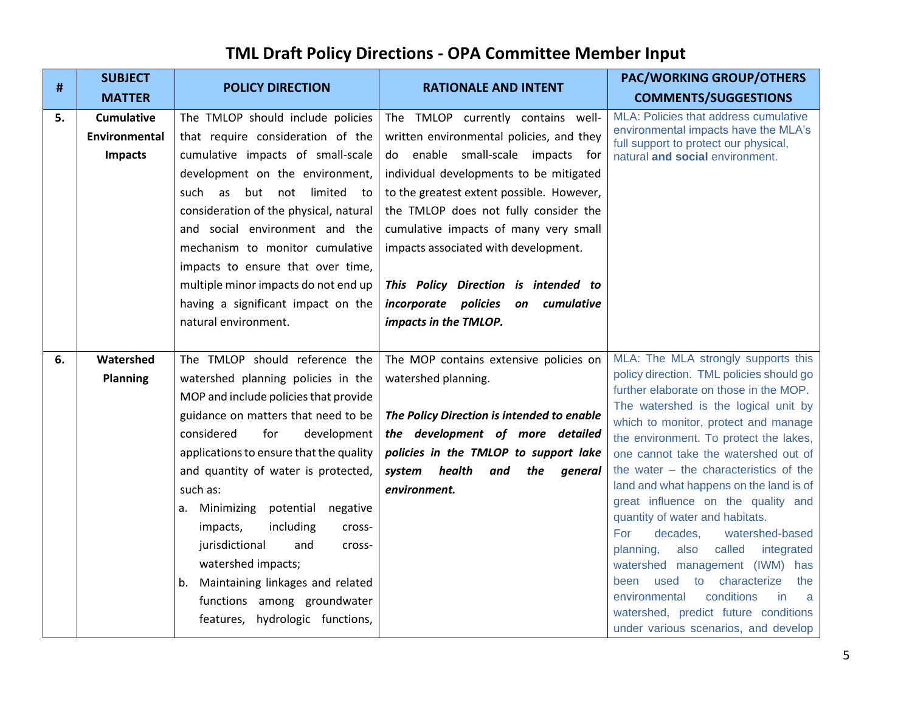# TML Draft Policy Directions - OPA Committee Member Input

| # | SUBJECT MATTER | POLICY DIRECTION | RATIONALE AND INTENT | PAC/WORKING GROUP/OTHERS COMMENTS/SUGGESTIONS |
|---|---|---|---|---|
| 5. | **Cumulative Environmental Impacts** | The TMLOP should include policies that require consideration of the cumulative impacts of small-scale development on the environment, such as but not limited to consideration of the physical, natural and social environment and the mechanism to monitor cumulative impacts to ensure that over time, multiple minor impacts do not end up having a significant impact on the natural environment. | The TMLOP currently contains well-written environmental policies, and they do enable small-scale impacts for individual developments to be mitigated to the greatest extent possible. However, the TMLOP does not fully consider the cumulative impacts of many very small impacts associated with development.<br><br>***This Policy Direction is intended to incorporate policies on cumulative impacts in the TMLOP.*** | MLA: Policies that address cumulative environmental impacts have the MLA's full support to protect our physical, natural **and social** environment. |
| 6. | **Watershed Planning** | The TMLOP should reference the watershed planning policies in the MOP and include policies that provide guidance on matters that need to be considered for development applications to ensure that the quality and quantity of water is protected, such as:<br>a. Minimizing potential negative impacts, including cross-jurisdictional and cross-watershed impacts;<br>b. Maintaining linkages and related functions among groundwater features, hydrologic functions, | The MOP contains extensive policies on watershed planning.<br><br>***The Policy Direction is intended to enable the development of more detailed policies in the TMLOP to support lake system health and the general environment.*** | MLA: The MLA strongly supports this policy direction. TML policies should go further elaborate on those in the MOP. The watershed is the logical unit by which to monitor, protect and manage the environment. To protect the lakes, one cannot take the watershed out of the water – the characteristics of the land and what happens on the land is of great influence on the quality and quantity of water and habitats.<br>For decades, watershed-based planning, also called integrated watershed management (IWM) has been used to characterize the environmental conditions in a watershed, predict future conditions under various scenarios, and develop |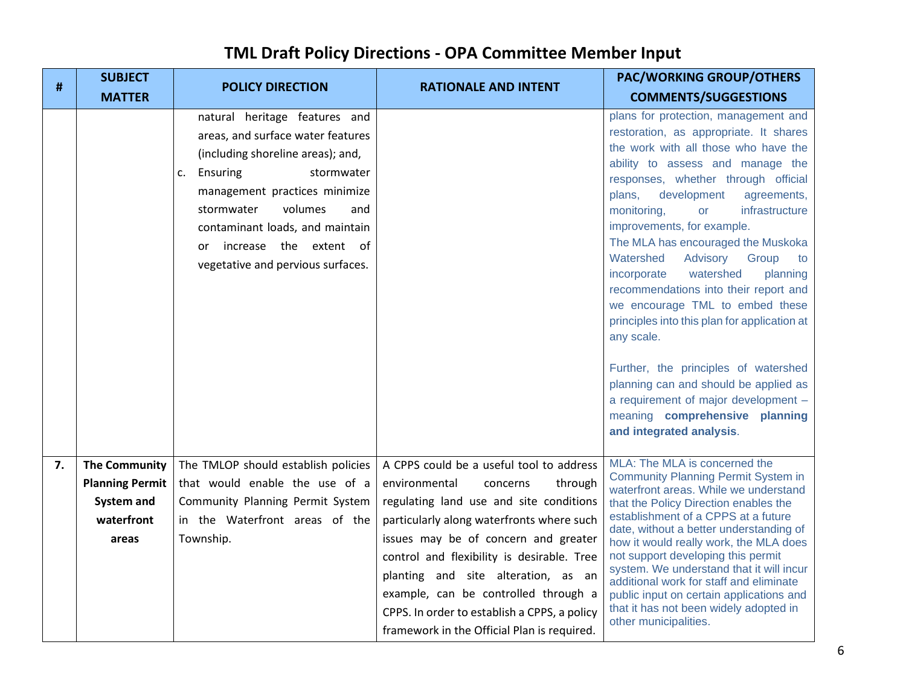# TML Draft Policy Directions - OPA Committee Member Input

| # | SUBJECT MATTER | POLICY DIRECTION | RATIONALE AND INTENT | PAC/WORKING GROUP/OTHERS COMMENTS/SUGGESTIONS |
|---|---|---|---|---|
| | | natural heritage features and areas, and surface water features (including shoreline areas); and,<br>c. Ensuring stormwater management practices minimize stormwater volumes and contaminant loads, and maintain or increase the extent of vegetative and pervious surfaces. | | plans for protection, management and restoration, as appropriate. It shares the work with all those who have the ability to assess and manage the responses, whether through official plans, development agreements, monitoring, or infrastructure improvements, for example.<br>The MLA has encouraged the Muskoka Watershed Advisory Group to incorporate watershed planning recommendations into their report and we encourage TML to embed these principles into this plan for application at any scale.<br><br>Further, the principles of watershed planning can and should be applied as a requirement of major development – meaning **comprehensive planning and integrated analysis**. |
| 7. | **The Community Planning Permit System and waterfront areas** | The TMLOP should establish policies that would enable the use of a Community Planning Permit System in the Waterfront areas of the Township. | A CPPS could be a useful tool to address environmental concerns through regulating land use and site conditions particularly along waterfronts where such issues may be of concern and greater control and flexibility is desirable. Tree planting and site alteration, as an example, can be controlled through a CPPS. In order to establish a CPPS, a policy framework in the Official Plan is required. | MLA: The MLA is concerned the Community Planning Permit System in waterfront areas. While we understand that the Policy Direction enables the establishment of a CPPS at a future date, without a better understanding of how it would really work, the MLA does not support developing this permit system. We understand that it will incur additional work for staff and eliminate public input on certain applications and that it has not been widely adopted in other municipalities. |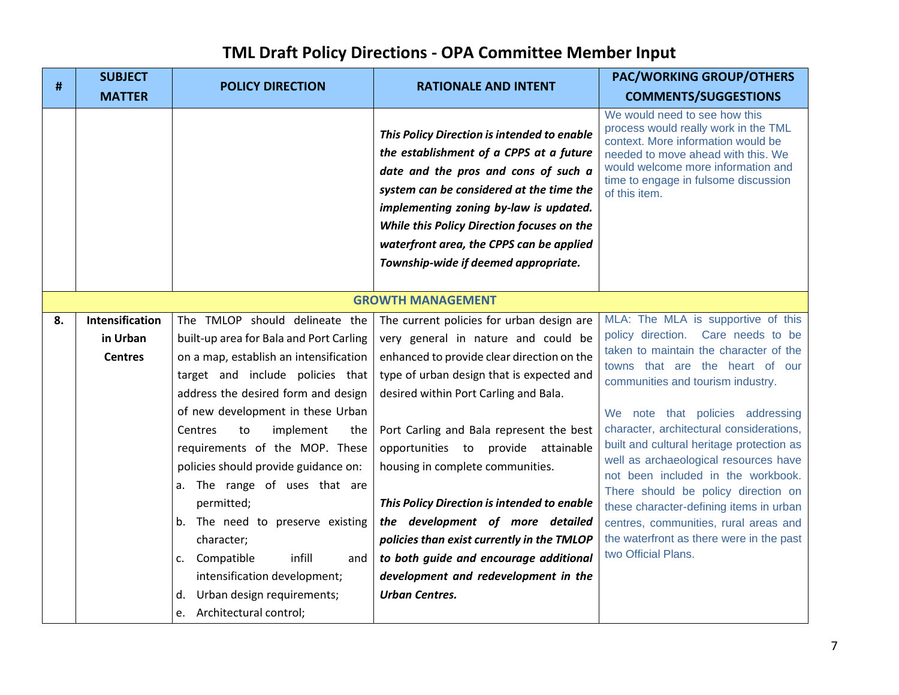# TML Draft Policy Directions - OPA Committee Member Input

| # | SUBJECT MATTER | POLICY DIRECTION | RATIONALE AND INTENT | PAC/WORKING GROUP/OTHERS COMMENTS/SUGGESTIONS |
|---|---|---|---|---|
| | | | ***This Policy Direction is intended to enable the establishment of a CPPS at a future date and the pros and cons of such a system can be considered at the time the implementing zoning by-law is updated. While this Policy Direction focuses on the waterfront area, the CPPS can be applied Township-wide if deemed appropriate.*** | We would need to see how this process would really work in the TML context. More information would be needed to move ahead with this. We would welcome more information and time to engage in fulsome discussion of this item. |
| | | **GROWTH MANAGEMENT** | | |
| **8.** | **Intensification in Urban Centres** | The TMLOP should delineate the built-up area for Bala and Port Carling on a map, establish an intensification target and include policies that address the desired form and design of new development in these Urban Centres to implement the requirements of the MOP. These policies should provide guidance on:<br>a. The range of uses that are permitted;<br>b. The need to preserve existing character;<br>c. Compatible infill and intensification development;<br>d. Urban design requirements;<br>e. Architectural control; | The current policies for urban design are very general in nature and could be enhanced to provide clear direction on the type of urban design that is expected and desired within Port Carling and Bala.<br><br>Port Carling and Bala represent the best opportunities to provide attainable housing in complete communities.<br><br>***This Policy Direction is intended to enable the development of more detailed policies than exist currently in the TMLOP to both guide and encourage additional development and redevelopment in the Urban Centres.*** | MLA: The MLA is supportive of this policy direction. Care needs to be taken to maintain the character of the towns that are the heart of our communities and tourism industry.<br><br>We note that policies addressing character, architectural considerations, built and cultural heritage protection as well as archaeological resources have not been included in the workbook. There should be policy direction on these character-defining items in urban centres, communities, rural areas and the waterfront as there were in the past two Official Plans. |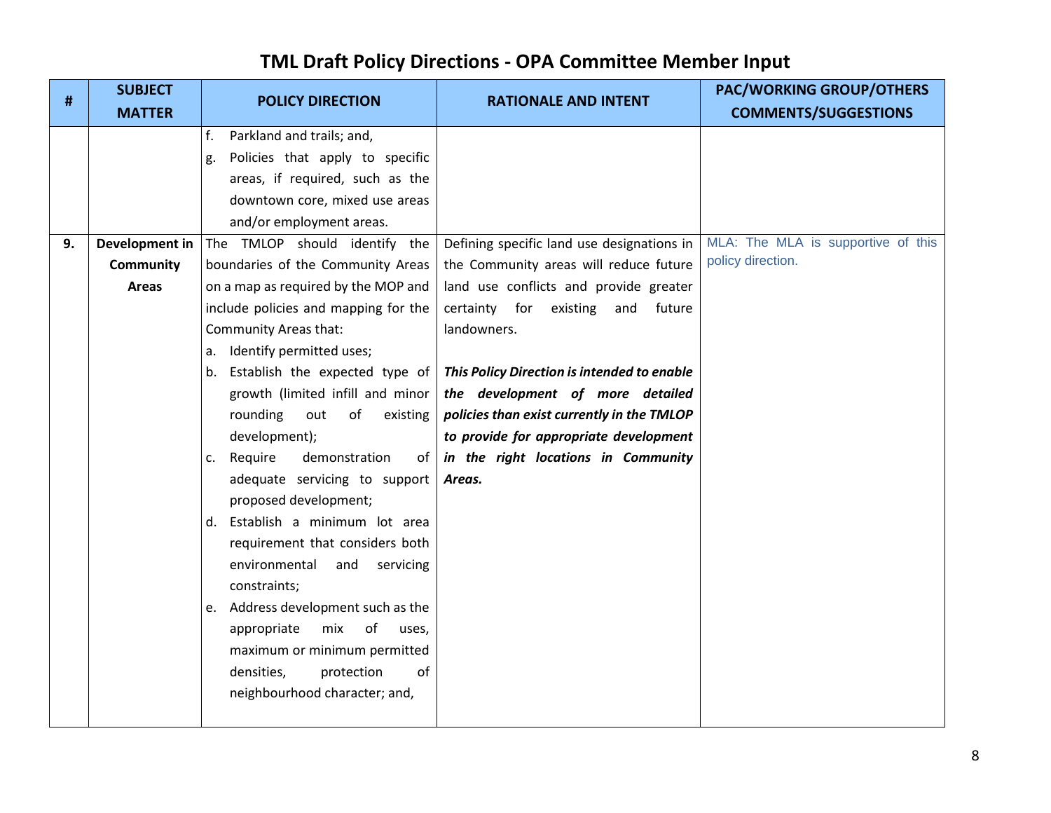# TML Draft Policy Directions - OPA Committee Member Input

| # | SUBJECT MATTER | POLICY DIRECTION | RATIONALE AND INTENT | PAC/WORKING GROUP/OTHERS COMMENTS/SUGGESTIONS |
|---|---|---|---|---|
| | | f. Parkland and trails; and,<br>g. Policies that apply to specific areas, if required, such as the downtown core, mixed use areas and/or employment areas. | | |
| 9. | **Development in Community Areas** | The TMLOP should identify the boundaries of the Community Areas on a map as required by the MOP and include policies and mapping for the Community Areas that:<br>a. Identify permitted uses;<br>b. Establish the expected type of growth (limited infill and minor rounding out of existing development);<br>c. Require demonstration of adequate servicing to support proposed development;<br>d. Establish a minimum lot area requirement that considers both environmental and servicing constraints;<br>e. Address development such as the appropriate mix of uses, maximum or minimum permitted densities, protection of neighbourhood character; and, | Defining specific land use designations in the Community areas will reduce future land use conflicts and provide greater certainty for existing and future landowners.<br><br>***This Policy Direction is intended to enable the development of more detailed policies than exist currently in the TMLOP to provide for appropriate development in the right locations in Community Areas.*** | MLA: The MLA is supportive of this policy direction. |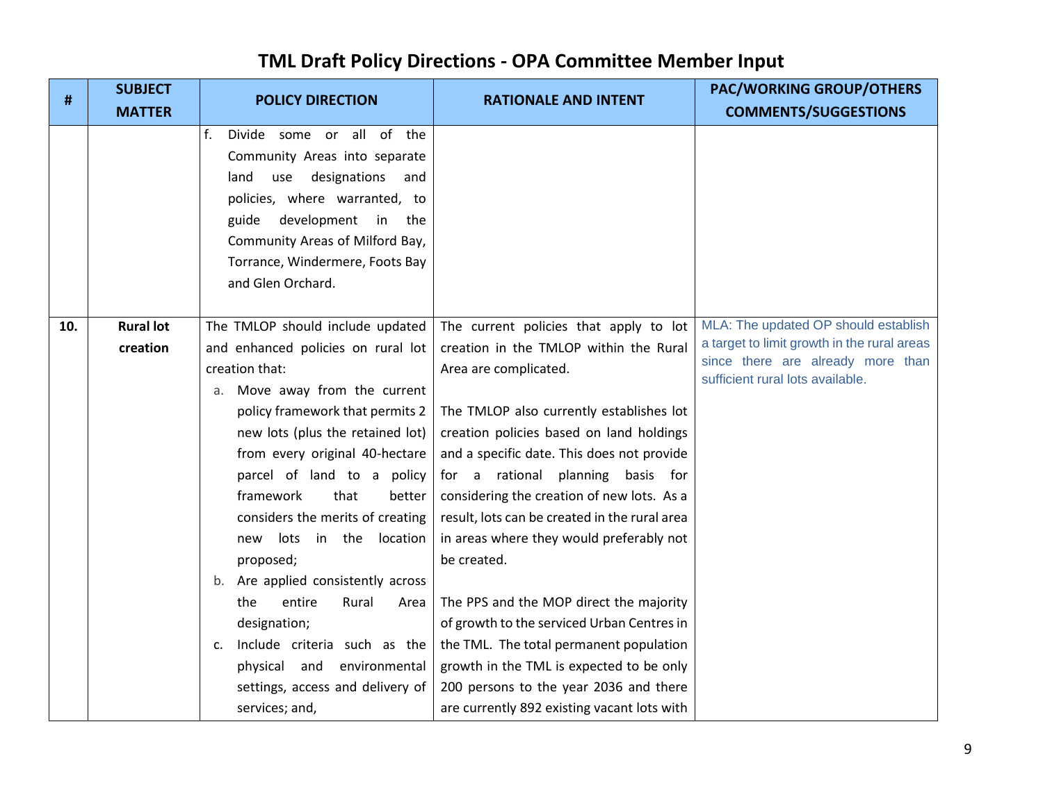# TML Draft Policy Directions - OPA Committee Member Input

| # | SUBJECT MATTER | POLICY DIRECTION | RATIONALE AND INTENT | PAC/WORKING GROUP/OTHERS COMMENTS/SUGGESTIONS |
|---|---|---|---|---|
| | | f. Divide some or all of the Community Areas into separate land use designations and policies, where warranted, to guide development in the Community Areas of Milford Bay, Torrance, Windermere, Foots Bay and Glen Orchard. | | |
| **10.** | **Rural lot creation** | The TMLOP should include updated and enhanced policies on rural lot creation that:<br>a. Move away from the current policy framework that permits 2 new lots (plus the retained lot) from every original 40-hectare parcel of land to a policy framework that better considers the merits of creating new lots in the location proposed;<br>b. Are applied consistently across the entire Rural Area designation;<br>c. Include criteria such as the physical and environmental settings, access and delivery of services; and, | The current policies that apply to lot creation in the TMLOP within the Rural Area are complicated.<br><br>The TMLOP also currently establishes lot creation policies based on land holdings and a specific date. This does not provide for a rational planning basis for considering the creation of new lots. As a result, lots can be created in the rural area in areas where they would preferably not be created.<br><br>The PPS and the MOP direct the majority of growth to the serviced Urban Centres in the TML. The total permanent population growth in the TML is expected to be only 200 persons to the year 2036 and there are currently 892 existing vacant lots with | MLA: The updated OP should establish a target to limit growth in the rural areas since there are already more than sufficient rural lots available. |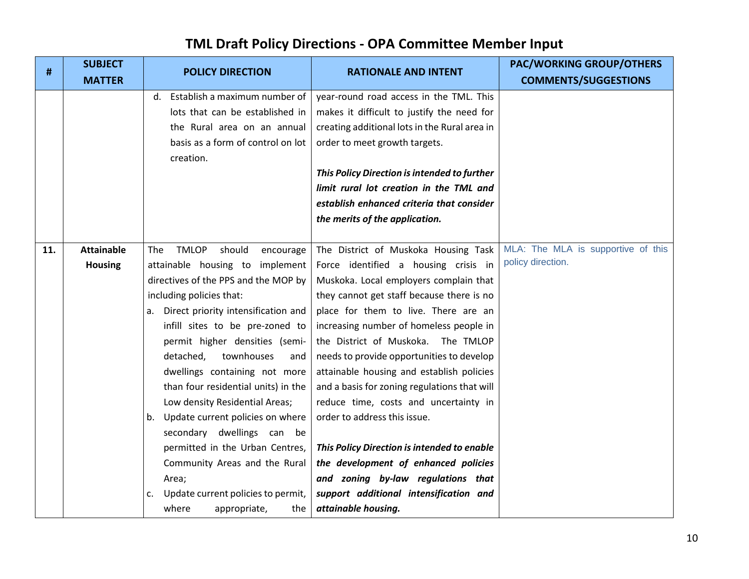# TML Draft Policy Directions - OPA Committee Member Input

| # | SUBJECT MATTER | POLICY DIRECTION | RATIONALE AND INTENT | PAC/WORKING GROUP/OTHERS COMMENTS/SUGGESTIONS |
|---|---|---|---|---|
| | | d. Establish a maximum number of lots that can be established in the Rural area on an annual basis as a form of control on lot creation. | year-round road access in the TML. This makes it difficult to justify the need for creating additional lots in the Rural area in order to meet growth targets.<br><br>***This Policy Direction is intended to further limit rural lot creation in the TML and establish enhanced criteria that consider the merits of the application.*** | |
| **11.** | **Attainable Housing** | The TMLOP should encourage attainable housing to implement directives of the PPS and the MOP by including policies that:<br>a. Direct priority intensification and infill sites to be pre-zoned to permit higher densities (semi-detached, townhouses and dwellings containing not more than four residential units) in the Low density Residential Areas;<br>b. Update current policies on where secondary dwellings can be permitted in the Urban Centres, Community Areas and the Rural Area;<br>c. Update current policies to permit, where appropriate, the | The District of Muskoka Housing Task Force identified a housing crisis in Muskoka. Local employers complain that they cannot get staff because there is no place for them to live. There are an increasing number of homeless people in the District of Muskoka. The TMLOP needs to provide opportunities to develop attainable housing and establish policies and a basis for zoning regulations that will reduce time, costs and uncertainty in order to address this issue.<br><br>***This Policy Direction is intended to enable the development of enhanced policies and zoning by-law regulations that support additional intensification and attainable housing.*** | MLA: The MLA is supportive of this policy direction. |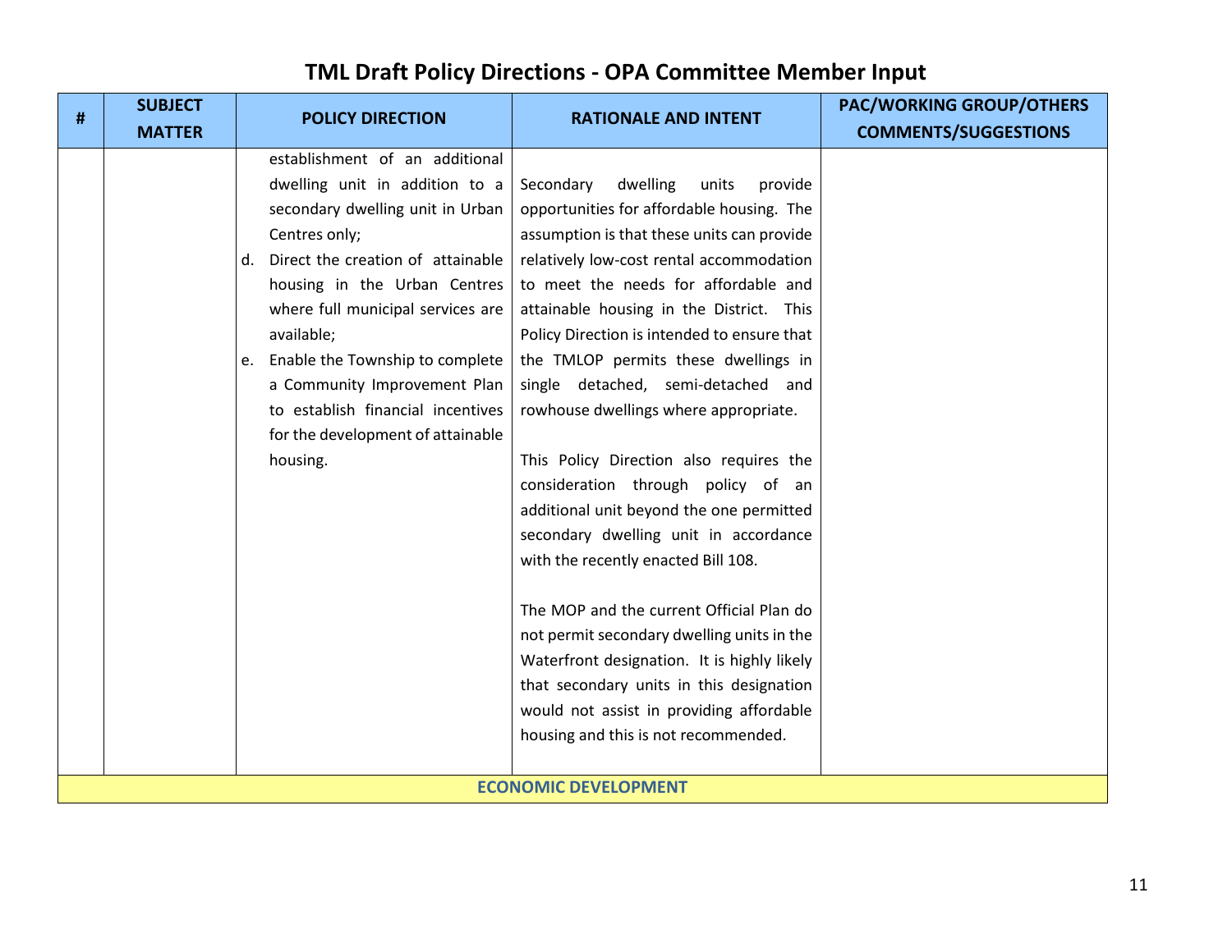# TML Draft Policy Directions - OPA Committee Member Input

| # | SUBJECT MATTER | POLICY DIRECTION | RATIONALE AND INTENT | PAC/WORKING GROUP/OTHERS COMMENTS/SUGGESTIONS |
|---|---|---|---|---|
| | | establishment of an additional dwelling unit in addition to a secondary dwelling unit in Urban Centres only;<br>d. Direct the creation of attainable housing in the Urban Centres where full municipal services are available;<br>e. Enable the Township to complete a Community Improvement Plan to establish financial incentives for the development of attainable housing. | Secondary dwelling units provide opportunities for affordable housing. The assumption is that these units can provide relatively low-cost rental accommodation to meet the needs for affordable and attainable housing in the District. This Policy Direction is intended to ensure that the TMLOP permits these dwellings in single detached, semi-detached and rowhouse dwellings where appropriate.<br><br>This Policy Direction also requires the consideration through policy of an additional unit beyond the one permitted secondary dwelling unit in accordance with the recently enacted Bill 108.<br><br>The MOP and the current Official Plan do not permit secondary dwelling units in the Waterfront designation. It is highly likely that secondary units in this designation would not assist in providing affordable housing and this is not recommended. | |
| **ECONOMIC DEVELOPMENT** | | | | |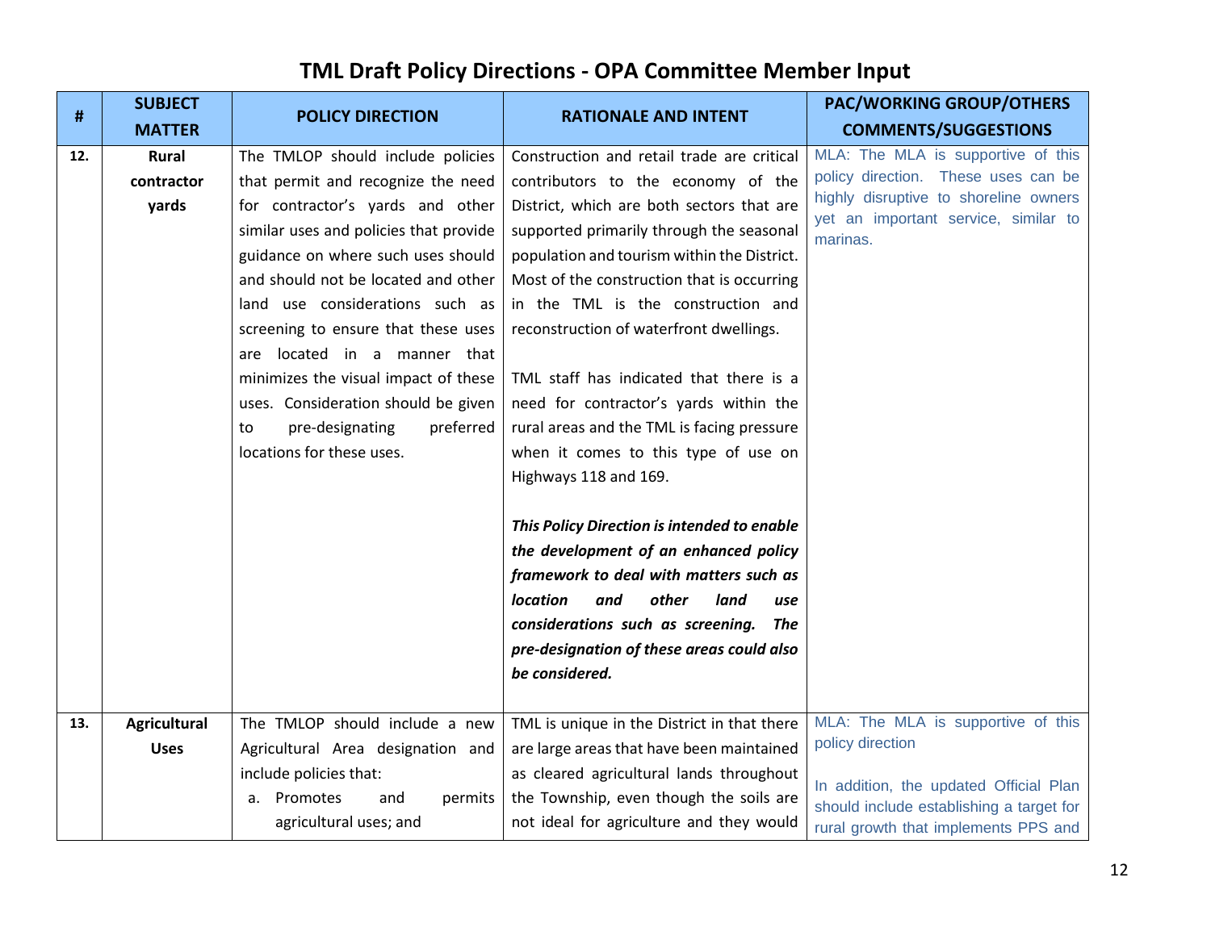# TML Draft Policy Directions - OPA Committee Member Input

| # | SUBJECT MATTER | POLICY DIRECTION | RATIONALE AND INTENT | PAC/WORKING GROUP/OTHERS COMMENTS/SUGGESTIONS |
|---|---|---|---|---|
| 12. | **Rural contractor yards** | The TMLOP should include policies that permit and recognize the need for contractor's yards and other similar uses and policies that provide guidance on where such uses should and should not be located and other land use considerations such as screening to ensure that these uses are located in a manner that minimizes the visual impact of these uses. Consideration should be given to pre-designating preferred locations for these uses. | Construction and retail trade are critical contributors to the economy of the District, which are both sectors that are supported primarily through the seasonal population and tourism within the District. Most of the construction that is occurring in the TML is the construction and reconstruction of waterfront dwellings.<br><br>TML staff has indicated that there is a need for contractor's yards within the rural areas and the TML is facing pressure when it comes to this type of use on Highways 118 and 169.<br><br>***This Policy Direction is intended to enable the development of an enhanced policy framework to deal with matters such as location and other land use considerations such as screening. The pre-designation of these areas could also be considered.*** | MLA: The MLA is supportive of this policy direction. These uses can be highly disruptive to shoreline owners yet an important service, similar to marinas. |
| 13. | **Agricultural Uses** | The TMLOP should include a new Agricultural Area designation and include policies that:<br>a. Promotes and permits agricultural uses; and | TML is unique in the District in that there are large areas that have been maintained as cleared agricultural lands throughout the Township, even though the soils are not ideal for agriculture and they would | MLA: The MLA is supportive of this policy direction<br><br>In addition, the updated Official Plan should include establishing a target for rural growth that implements PPS and |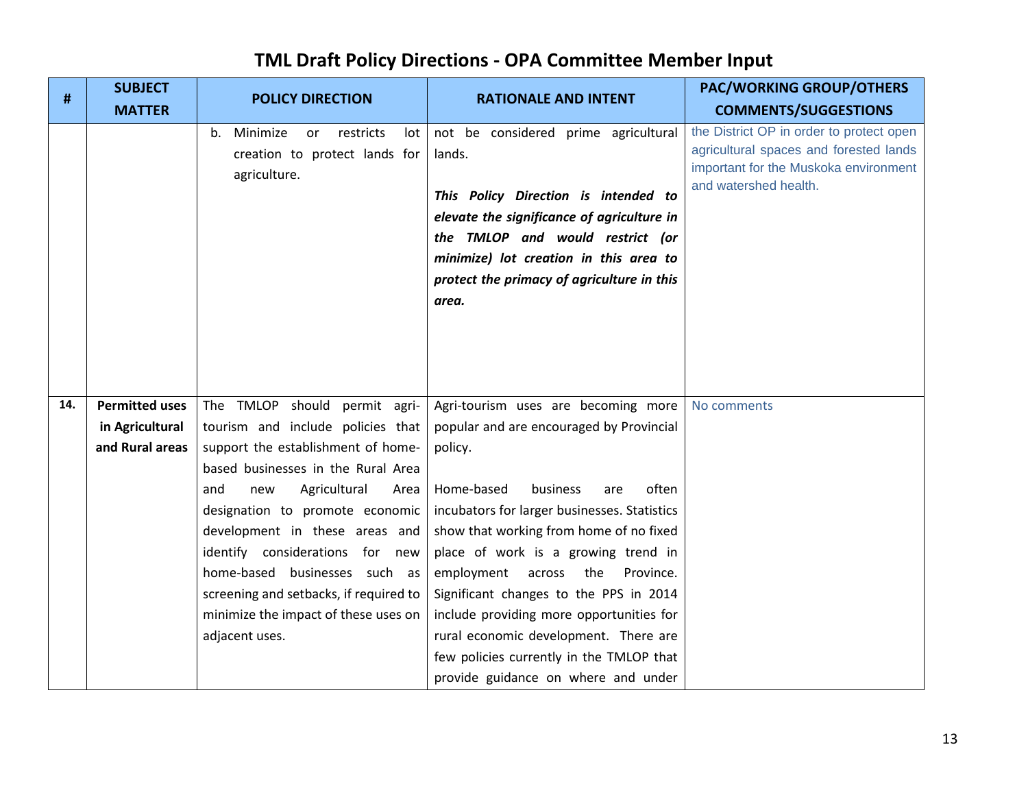# TML Draft Policy Directions - OPA Committee Member Input

| # | SUBJECT MATTER | POLICY DIRECTION | RATIONALE AND INTENT | PAC/WORKING GROUP/OTHERS COMMENTS/SUGGESTIONS |
|---|---|---|---|---|
| | | b. Minimize or restricts lot creation to protect lands for agriculture. | not be considered prime agricultural lands.<br><br>***This Policy Direction is intended to elevate the significance of agriculture in the TMLOP and would restrict (or minimize) lot creation in this area to protect the primacy of agriculture in this area.*** | the District OP in order to protect open agricultural spaces and forested lands important for the Muskoka environment and watershed health. |
| **14.** | **Permitted uses in Agricultural and Rural areas** | The TMLOP should permit agri-tourism and include policies that support the establishment of home-based businesses in the Rural Area and new Agricultural Area designation to promote economic development in these areas and identify considerations for new home-based businesses such as screening and setbacks, if required to minimize the impact of these uses on adjacent uses. | Agri-tourism uses are becoming more popular and are encouraged by Provincial policy.<br><br>Home-based business are often incubators for larger businesses. Statistics show that working from home of no fixed place of work is a growing trend in employment across the Province. Significant changes to the PPS in 2014 include providing more opportunities for rural economic development. There are few policies currently in the TMLOP that provide guidance on where and under | No comments |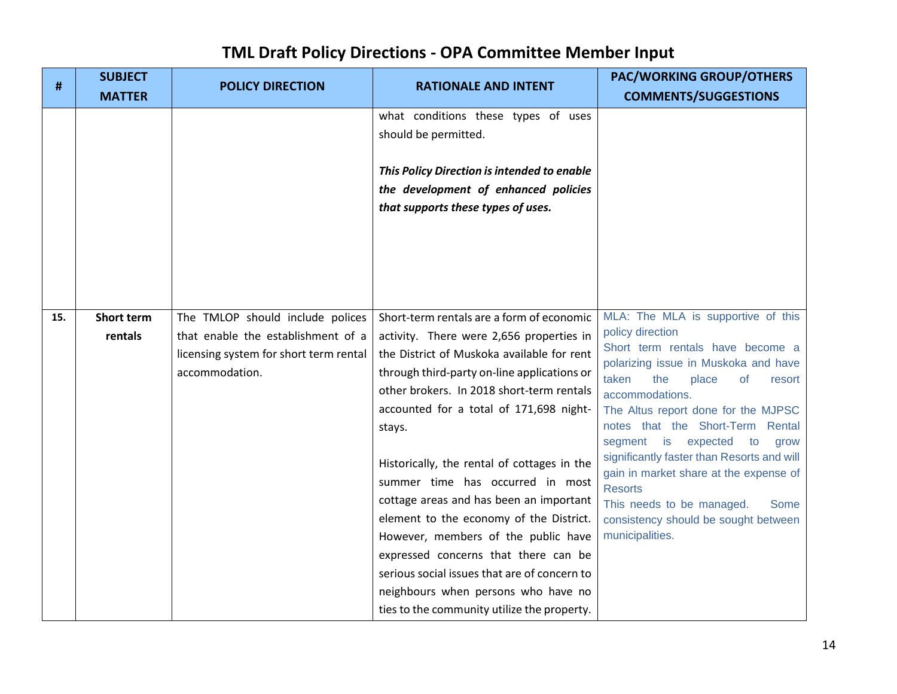# TML Draft Policy Directions - OPA Committee Member Input

| # | SUBJECT MATTER | POLICY DIRECTION | RATIONALE AND INTENT | PAC/WORKING GROUP/OTHERS COMMENTS/SUGGESTIONS |
|---|---|---|---|---|
| | | | what conditions these types of uses should be permitted.<br><br>***This Policy Direction is intended to enable the development of enhanced policies that supports these types of uses.*** | |
| 15. | **Short term rentals** | The TMLOP should include polices that enable the establishment of a licensing system for short term rental accommodation. | Short-term rentals are a form of economic activity. There were 2,656 properties in the District of Muskoka available for rent through third-party on-line applications or other brokers. In 2018 short-term rentals accounted for a total of 171,698 night-stays.<br><br>Historically, the rental of cottages in the summer time has occurred in most cottage areas and has been an important element to the economy of the District. However, members of the public have expressed concerns that there can be serious social issues that are of concern to neighbours when persons who have no ties to the community utilize the property. | MLA: The MLA is supportive of this policy direction<br>Short term rentals have become a polarizing issue in Muskoka and have taken the place of resort accommodations.<br>The Altus report done for the MJPSC notes that the Short-Term Rental segment is expected to grow significantly faster than Resorts and will gain in market share at the expense of Resorts<br>This needs to be managed. Some consistency should be sought between municipalities. |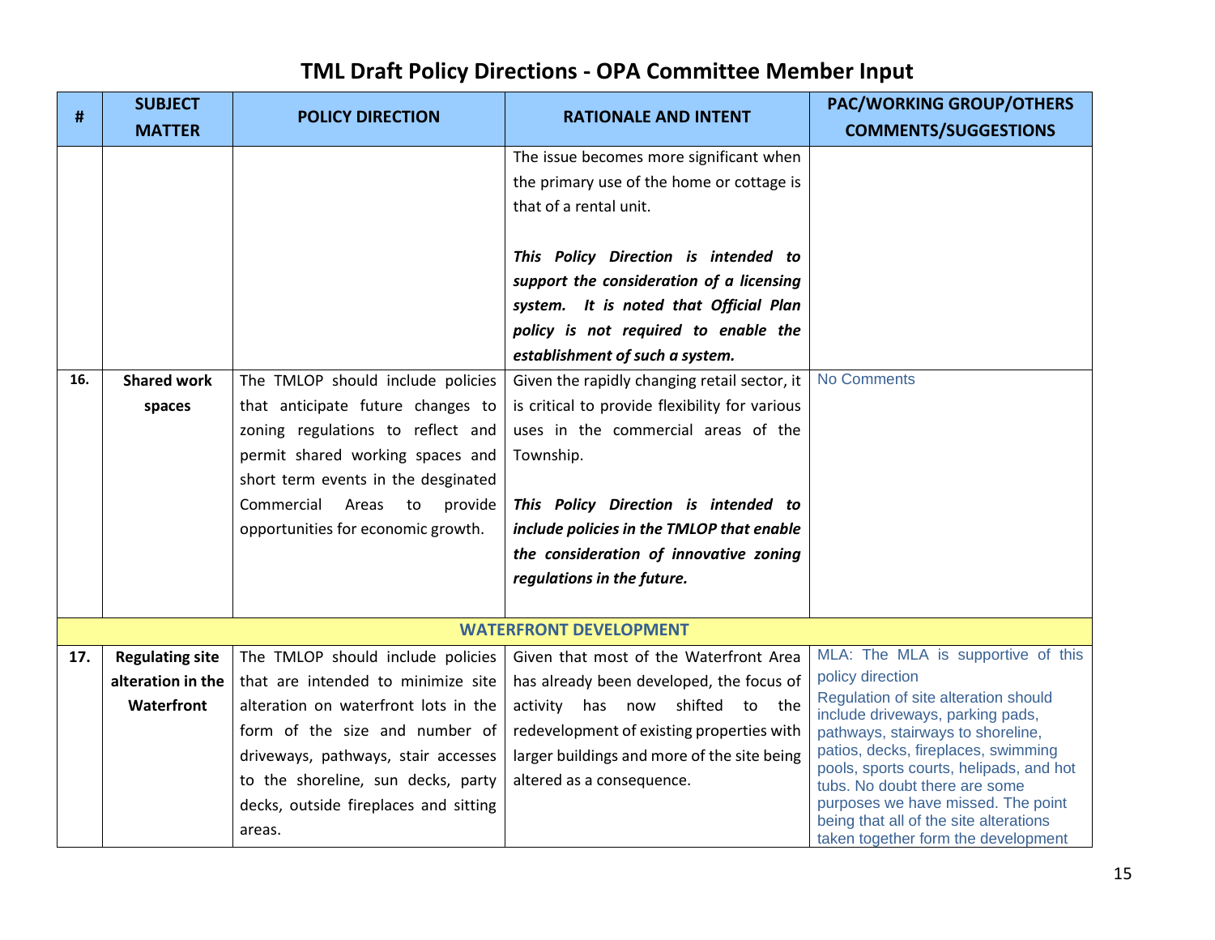# TML Draft Policy Directions - OPA Committee Member Input

| # | SUBJECT MATTER | POLICY DIRECTION | RATIONALE AND INTENT | PAC/WORKING GROUP/OTHERS COMMENTS/SUGGESTIONS |
|---|---|---|---|---|
| | | | The issue becomes more significant when the primary use of the home or cottage is that of a rental unit.<br><br>***This Policy Direction is intended to support the consideration of a licensing system. It is noted that Official Plan policy is not required to enable the establishment of such a system.*** | |
| **16.** | **Shared work spaces** | The TMLOP should include policies that anticipate future changes to zoning regulations to reflect and permit shared working spaces and short term events in the desginated Commercial Areas to provide opportunities for economic growth. | Given the rapidly changing retail sector, it is critical to provide flexibility for various uses in the commercial areas of the Township.<br><br>***This Policy Direction is intended to include policies in the TMLOP that enable the consideration of innovative zoning regulations in the future.*** | No Comments |
| | | **WATERFRONT DEVELOPMENT** | | |
| **17.** | **Regulating site alteration in the Waterfront** | The TMLOP should include policies that are intended to minimize site alteration on waterfront lots in the form of the size and number of driveways, pathways, stair accesses to the shoreline, sun decks, party decks, outside fireplaces and sitting areas. | Given that most of the Waterfront Area has already been developed, the focus of activity has now shifted to the redevelopment of existing properties with larger buildings and more of the site being altered as a consequence. | MLA: The MLA is supportive of this policy direction<br>Regulation of site alteration should include driveways, parking pads, pathways, stairways to shoreline, patios, decks, fireplaces, swimming pools, sports courts, helipads, and hot tubs. No doubt there are some purposes we have missed. The point being that all of the site alterations taken together form the development |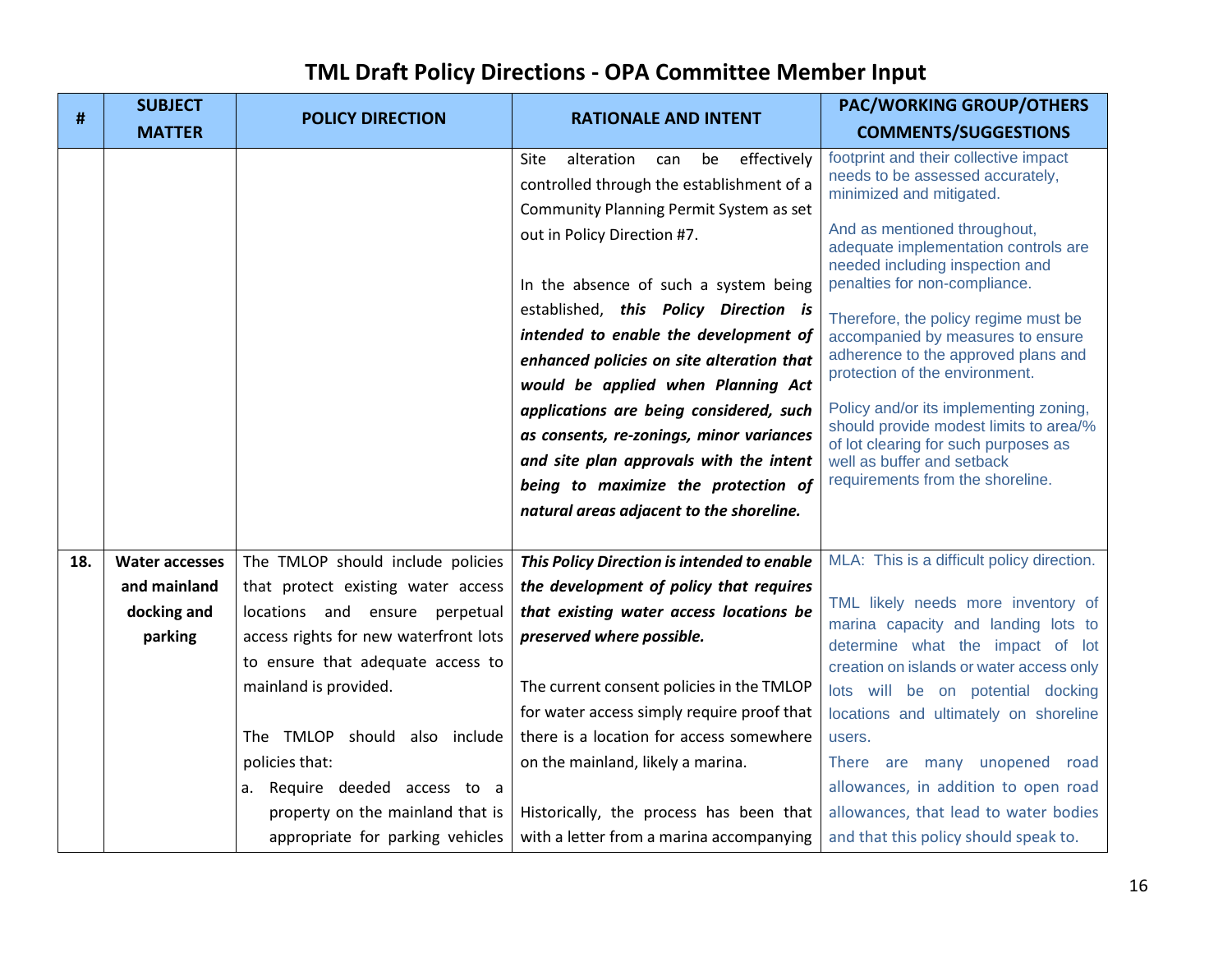# TML Draft Policy Directions - OPA Committee Member Input

| # | SUBJECT MATTER | POLICY DIRECTION | RATIONALE AND INTENT | PAC/WORKING GROUP/OTHERS COMMENTS/SUGGESTIONS |
|---|---|---|---|---|
| | | | Site alteration can be effectively controlled through the establishment of a Community Planning Permit System as set out in Policy Direction #7.<br><br>In the absence of such a system being established, ***this Policy Direction is intended to enable the development of enhanced policies on site alteration that would be applied when Planning Act applications are being considered, such as consents, re-zonings, minor variances and site plan approvals with the intent being to maximize the protection of natural areas adjacent to the shoreline.*** | footprint and their collective impact needs to be assessed accurately, minimized and mitigated.<br><br>And as mentioned throughout, adequate implementation controls are needed including inspection and penalties for non-compliance.<br><br>Therefore, the policy regime must be accompanied by measures to ensure adherence to the approved plans and protection of the environment.<br><br>Policy and/or its implementing zoning, should provide modest limits to area/% of lot clearing for such purposes as well as buffer and setback requirements from the shoreline. |
| **18.** | **Water accesses and mainland docking and parking** | The TMLOP should include policies that protect existing water access locations and ensure perpetual access rights for new waterfront lots to ensure that adequate access to mainland is provided.<br><br>The TMLOP should also include policies that:<br>a. Require deeded access to a property on the mainland that is appropriate for parking vehicles | ***This Policy Direction is intended to enable the development of policy that requires that existing water access locations be preserved where possible.***<br><br>The current consent policies in the TMLOP for water access simply require proof that there is a location for access somewhere on the mainland, likely a marina.<br><br>Historically, the process has been that with a letter from a marina accompanying | MLA: This is a difficult policy direction.<br><br>TML likely needs more inventory of marina capacity and landing lots to determine what the impact of lot creation on islands or water access only lots will be on potential docking locations and ultimately on shoreline users.<br>There are many unopened road allowances, in addition to open road allowances, that lead to water bodies and that this policy should speak to. |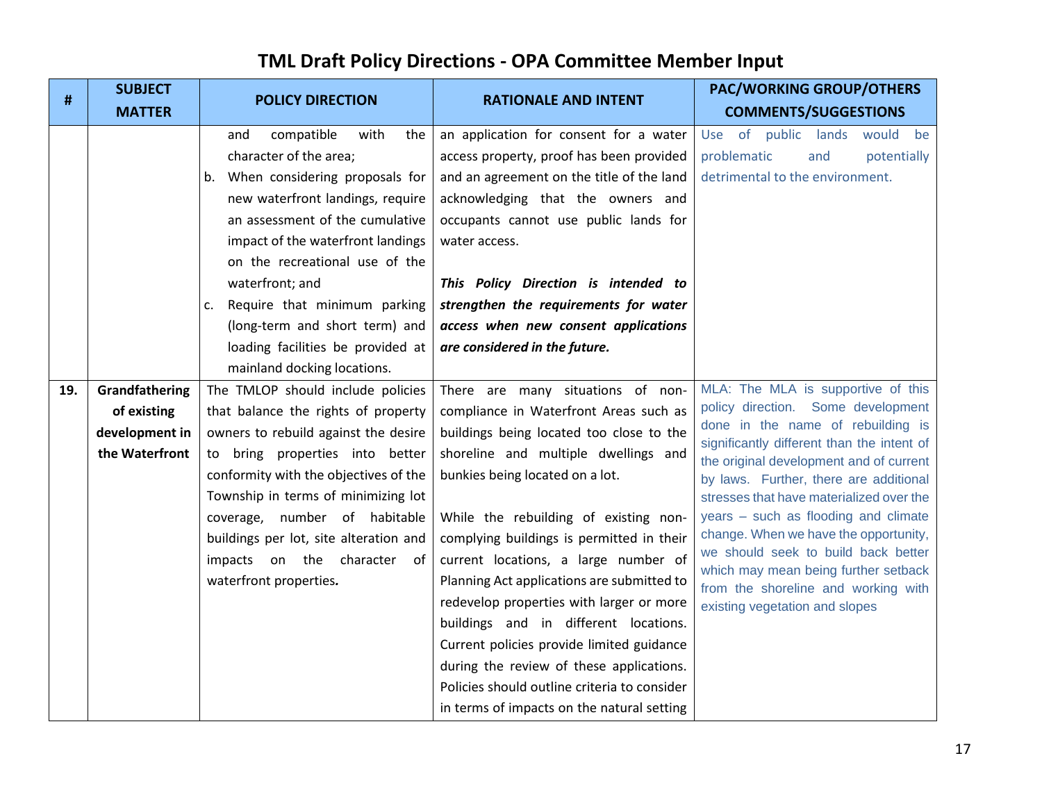# TML Draft Policy Directions - OPA Committee Member Input

| # | SUBJECT MATTER | POLICY DIRECTION | RATIONALE AND INTENT | PAC/WORKING GROUP/OTHERS COMMENTS/SUGGESTIONS |
|---|---|---|---|---|
| | | and compatible with the character of the area;<br>b. When considering proposals for new waterfront landings, require an assessment of the cumulative impact of the waterfront landings on the recreational use of the waterfront; and<br>c. Require that minimum parking (long-term and short term) and loading facilities be provided at mainland docking locations. | an application for consent for a water access property, proof has been provided and an agreement on the title of the land acknowledging that the owners and occupants cannot use public lands for water access.<br><br>***This Policy Direction is intended to strengthen the requirements for water access when new consent applications are considered in the future.*** | Use of public lands would be problematic and potentially detrimental to the environment. |
| 19. | **Grandfathering of existing development in the Waterfront** | The TMLOP should include policies that balance the rights of property owners to rebuild against the desire to bring properties into better conformity with the objectives of the Township in terms of minimizing lot coverage, number of habitable buildings per lot, site alteration and impacts on the character of waterfront properties. | There are many situations of non-compliance in Waterfront Areas such as buildings being located too close to the shoreline and multiple dwellings and bunkies being located on a lot.<br><br>While the rebuilding of existing non-complying buildings is permitted in their current locations, a large number of Planning Act applications are submitted to redevelop properties with larger or more buildings and in different locations. Current policies provide limited guidance during the review of these applications. Policies should outline criteria to consider in terms of impacts on the natural setting | MLA: The MLA is supportive of this policy direction. Some development done in the name of rebuilding is significantly different than the intent of the original development and of current by laws. Further, there are additional stresses that have materialized over the years – such as flooding and climate change. When we have the opportunity, we should seek to build back better which may mean being further setback from the shoreline and working with existing vegetation and slopes |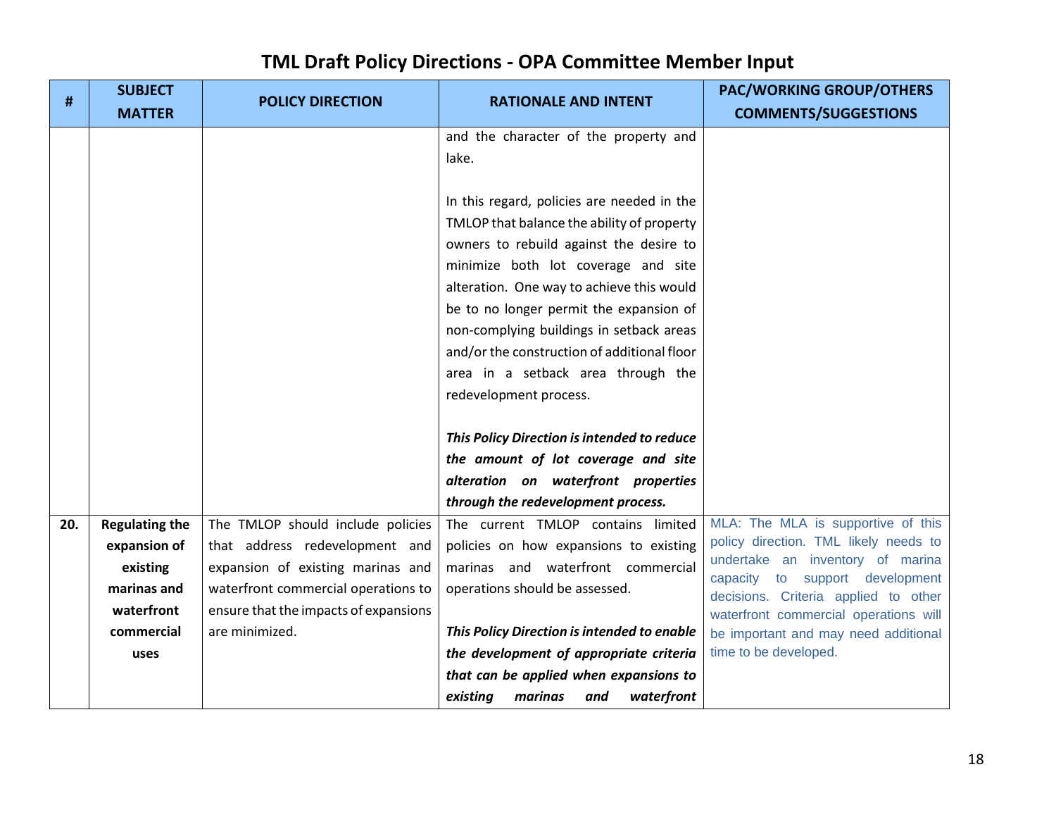# TML Draft Policy Directions - OPA Committee Member Input

| # | SUBJECT MATTER | POLICY DIRECTION | RATIONALE AND INTENT | PAC/WORKING GROUP/OTHERS COMMENTS/SUGGESTIONS |
|---|---|---|---|---|
| | | | and the character of the property and lake.<br><br>In this regard, policies are needed in the TMLOP that balance the ability of property owners to rebuild against the desire to minimize both lot coverage and site alteration. One way to achieve this would be to no longer permit the expansion of non-complying buildings in setback areas and/or the construction of additional floor area in a setback area through the redevelopment process.<br><br>***This Policy Direction is intended to reduce the amount of lot coverage and site alteration on waterfront properties through the redevelopment process.*** | |
| **20.** | **Regulating the expansion of existing marinas and waterfront commercial uses** | The TMLOP should include policies that address redevelopment and expansion of existing marinas and waterfront commercial operations to ensure that the impacts of expansions are minimized. | The current TMLOP contains limited policies on how expansions to existing marinas and waterfront commercial operations should be assessed.<br><br>***This Policy Direction is intended to enable the development of appropriate criteria that can be applied when expansions to existing marinas and waterfront*** | MLA: The MLA is supportive of this policy direction. TML likely needs to undertake an inventory of marina capacity to support development decisions. Criteria applied to other waterfront commercial operations will be important and may need additional time to be developed. |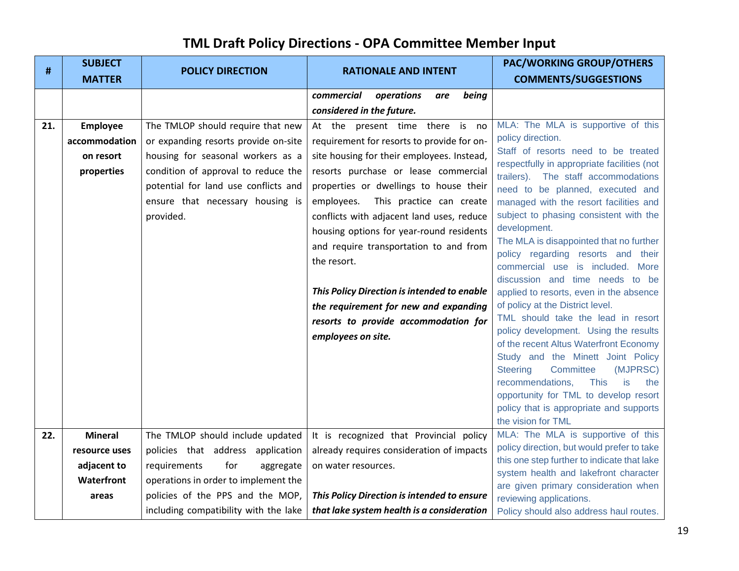# TML Draft Policy Directions - OPA Committee Member Input

| # | SUBJECT MATTER | POLICY DIRECTION | RATIONALE AND INTENT | PAC/WORKING GROUP/OTHERS COMMENTS/SUGGESTIONS |
|---|---|---|---|---|
| | | | ***commercial operations are being considered in the future.*** | |
| **21.** | **Employee accommodation on resort properties** | The TMLOP should require that new or expanding resorts provide on-site housing for seasonal workers as a condition of approval to reduce the potential for land use conflicts and ensure that necessary housing is provided. | At the present time there is no requirement for resorts to provide for on-site housing for their employees. Instead, resorts purchase or lease commercial properties or dwellings to house their employees. This practice can create conflicts with adjacent land uses, reduce housing options for year-round residents and require transportation to and from the resort.<br><br>***This Policy Direction is intended to enable the requirement for new and expanding resorts to provide accommodation for employees on site.*** | MLA: The MLA is supportive of this policy direction.<br>Staff of resorts need to be treated respectfully in appropriate facilities (not trailers). The staff accommodations need to be planned, executed and managed with the resort facilities and subject to phasing consistent with the development.<br>The MLA is disappointed that no further policy regarding resorts and their commercial use is included. More discussion and time needs to be applied to resorts, even in the absence of policy at the District level.<br>TML should take the lead in resort policy development. Using the results of the recent Altus Waterfront Economy Study and the Minett Joint Policy Steering Committee (MJPRSC) recommendations, This is the opportunity for TML to develop resort policy that is appropriate and supports the vision for TML |
| **22.** | **Mineral resource uses adjacent to Waterfront areas** | The TMLOP should include updated policies that address application requirements for aggregate operations in order to implement the policies of the PPS and the MOP, including compatibility with the lake | It is recognized that Provincial policy already requires consideration of impacts on water resources.<br><br>***This Policy Direction is intended to ensure that lake system health is a consideration*** | MLA: The MLA is supportive of this policy direction, but would prefer to take this one step further to indicate that lake system health and lakefront character are given primary consideration when reviewing applications.<br>Policy should also address haul routes. |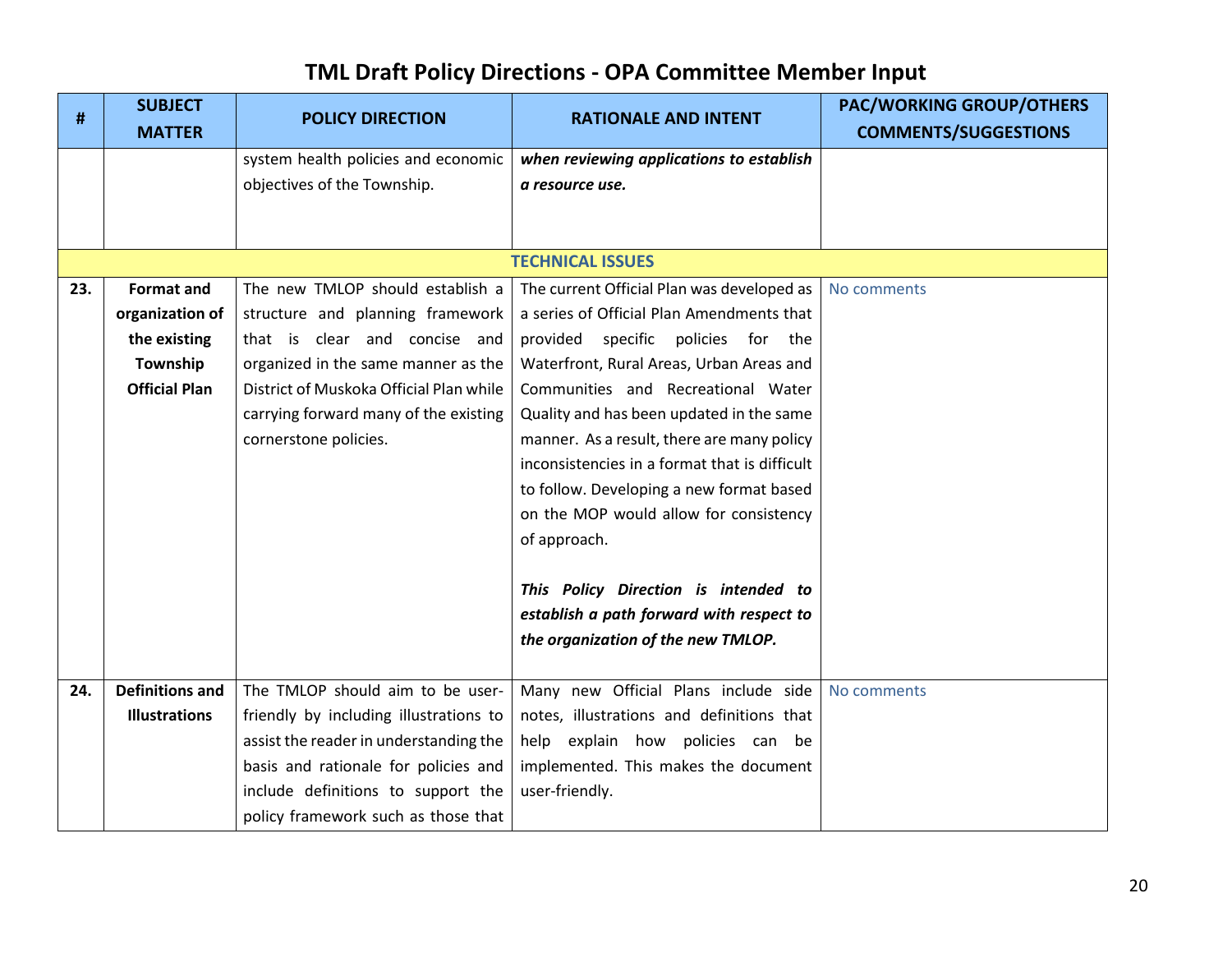# TML Draft Policy Directions - OPA Committee Member Input

| # | SUBJECT MATTER | POLICY DIRECTION | RATIONALE AND INTENT | PAC/WORKING GROUP/OTHERS COMMENTS/SUGGESTIONS |
|---|---|---|---|---|
| | | system health policies and economic objectives of the Township. | ***when reviewing applications to establish a resource use.*** | |
| | | | **TECHNICAL ISSUES** | |
| 23. | **Format and organization of the existing Township Official Plan** | The new TMLOP should establish a structure and planning framework that is clear and concise and organized in the same manner as the District of Muskoka Official Plan while carrying forward many of the existing cornerstone policies. | The current Official Plan was developed as a series of Official Plan Amendments that provided specific policies for the Waterfront, Rural Areas, Urban Areas and Communities and Recreational Water Quality and has been updated in the same manner. As a result, there are many policy inconsistencies in a format that is difficult to follow. Developing a new format based on the MOP would allow for consistency of approach.<br><br>***This Policy Direction is intended to establish a path forward with respect to the organization of the new TMLOP.*** | No comments |
| 24. | **Definitions and Illustrations** | The TMLOP should aim to be user-friendly by including illustrations to assist the reader in understanding the basis and rationale for policies and include definitions to support the policy framework such as those that | Many new Official Plans include side notes, illustrations and definitions that help explain how policies can be implemented. This makes the document user-friendly. | No comments |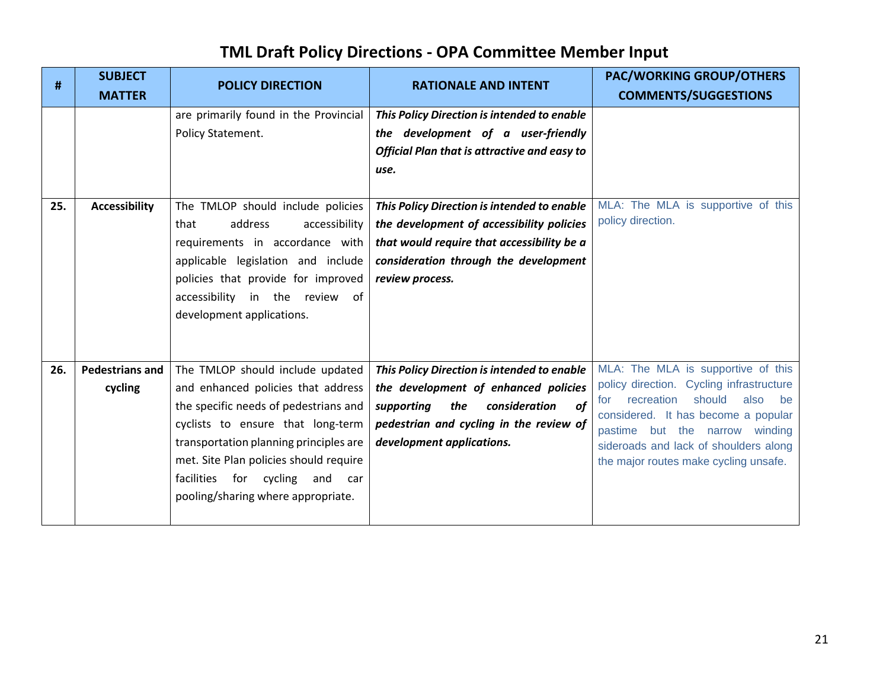# TML Draft Policy Directions - OPA Committee Member Input

| # | SUBJECT MATTER | POLICY DIRECTION | RATIONALE AND INTENT | PAC/WORKING GROUP/OTHERS COMMENTS/SUGGESTIONS |
|---|---|---|---|---|
| | | are primarily found in the Provincial Policy Statement. | ***This Policy Direction is intended to enable the development of a user-friendly Official Plan that is attractive and easy to use.*** | |
| **25.** | **Accessibility** | The TMLOP should include policies that address accessibility requirements in accordance with applicable legislation and include policies that provide for improved accessibility in the review of development applications. | ***This Policy Direction is intended to enable the development of accessibility policies that would require that accessibility be a consideration through the development review process.*** | MLA: The MLA is supportive of this policy direction. |
| **26.** | **Pedestrians and cycling** | The TMLOP should include updated and enhanced policies that address the specific needs of pedestrians and cyclists to ensure that long-term transportation planning principles are met. Site Plan policies should require facilities for cycling and car pooling/sharing where appropriate. | ***This Policy Direction is intended to enable the development of enhanced policies supporting the consideration of pedestrian and cycling in the review of development applications.*** | MLA: The MLA is supportive of this policy direction. Cycling infrastructure for recreation should also be considered. It has become a popular pastime but the narrow winding sideroads and lack of shoulders along the major routes make cycling unsafe. |